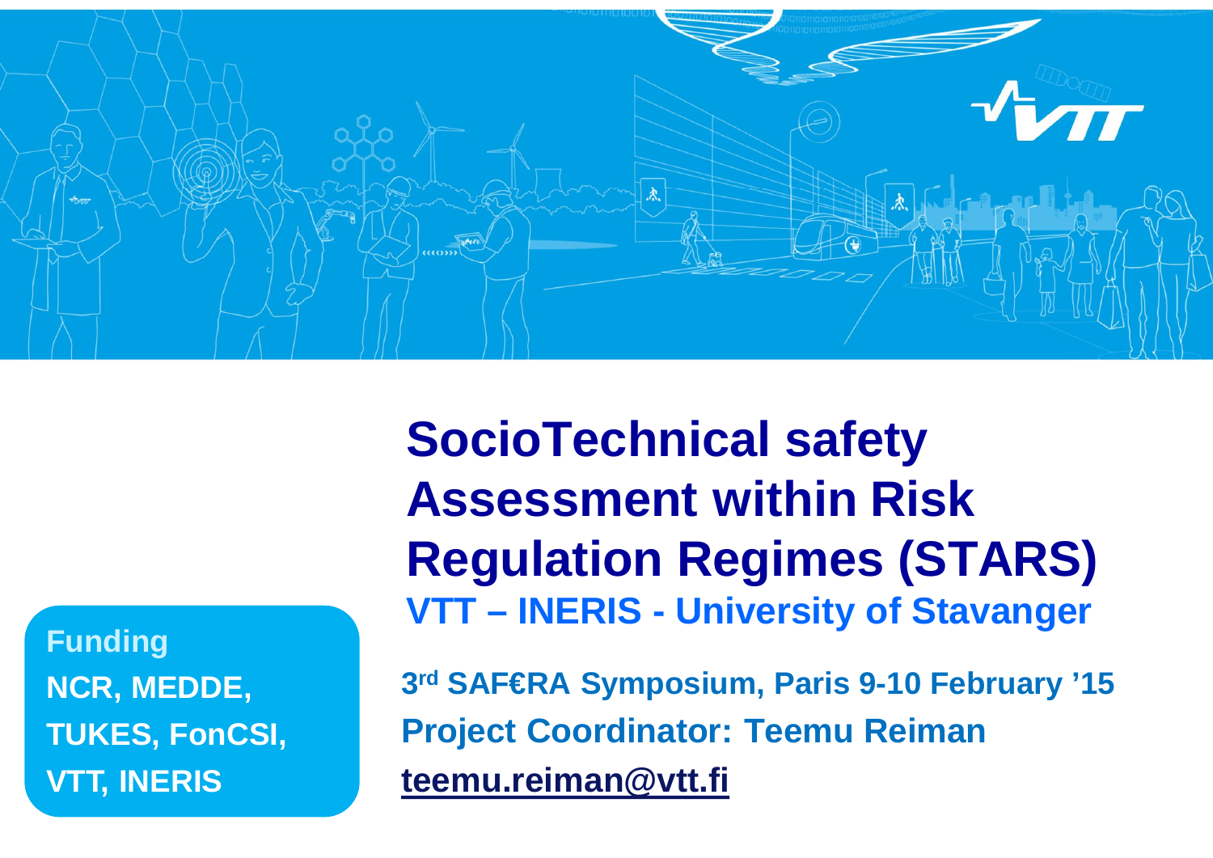# SocioTechnical safety Assessment within Risk Regulation Regimes (STARS)

**VTT – INERIS - University of Stavanger**

**3rd SAF€RA Symposium, Paris 9-10 February '15**

**Project Coordinator: Teemu Reiman**

**teemu.reiman@vtt.fi**

**Funding**

**NCR, MEDDE, TUKES, FonCSI, VTT, INERIS**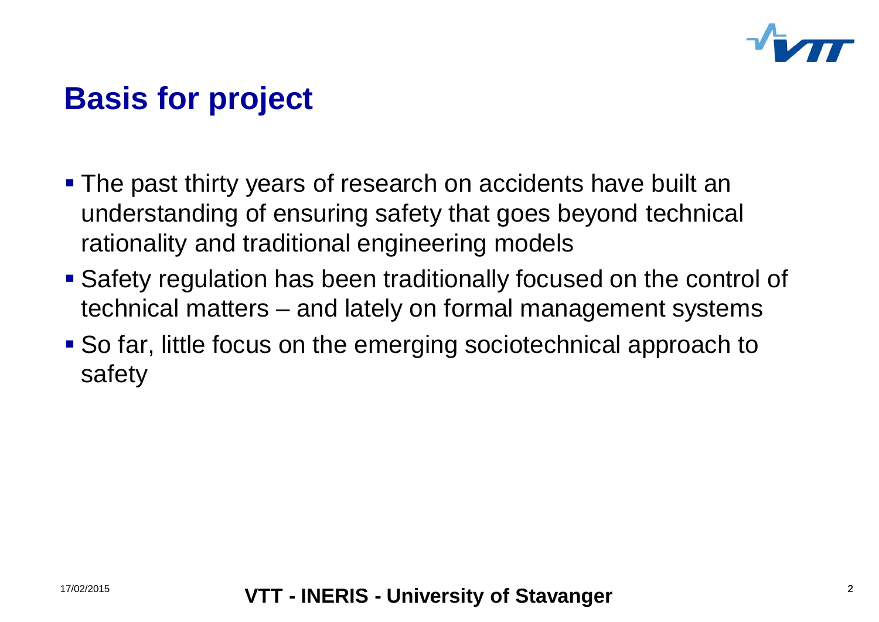# Basis for project

- The past thirty years of research on accidents have built an understanding of ensuring safety that goes beyond technical rationality and traditional engineering models
- Safety regulation has been traditionally focused on the control of technical matters – and lately on formal management systems
- So far, little focus on the emerging sociotechnical approach to safety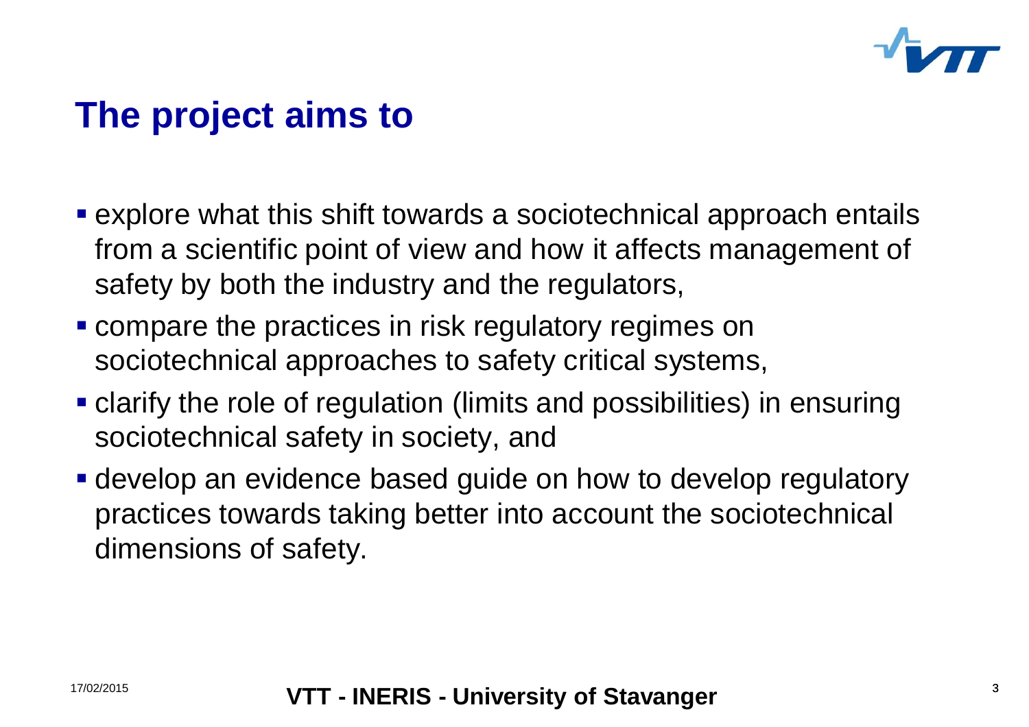# The project aims to

- explore what this shift towards a sociotechnical approach entails from a scientific point of view and how it affects management of safety by both the industry and the regulators,
- compare the practices in risk regulatory regimes on sociotechnical approaches to safety critical systems,
- clarify the role of regulation (limits and possibilities) in ensuring sociotechnical safety in society, and
- develop an evidence based guide on how to develop regulatory practices towards taking better into account the sociotechnical dimensions of safety.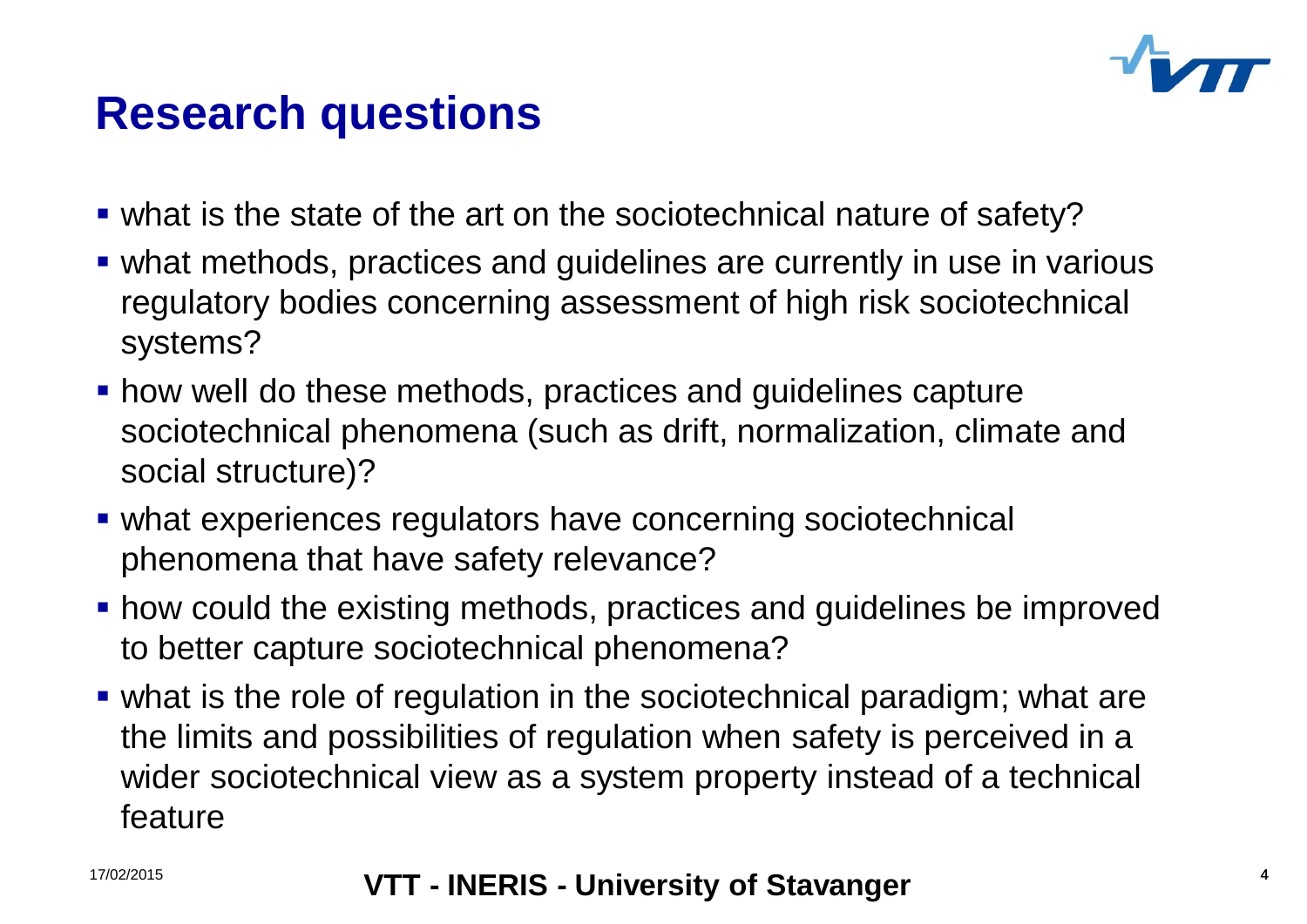# Research questions

- what is the state of the art on the sociotechnical nature of safety?
- what methods, practices and guidelines are currently in use in various regulatory bodies concerning assessment of high risk sociotechnical systems?
- how well do these methods, practices and guidelines capture sociotechnical phenomena (such as drift, normalization, climate and social structure)?
- what experiences regulators have concerning sociotechnical phenomena that have safety relevance?
- how could the existing methods, practices and guidelines be improved to better capture sociotechnical phenomena?
- what is the role of regulation in the sociotechnical paradigm; what are the limits and possibilities of regulation when safety is perceived in a wider sociotechnical view as a system property instead of a technical feature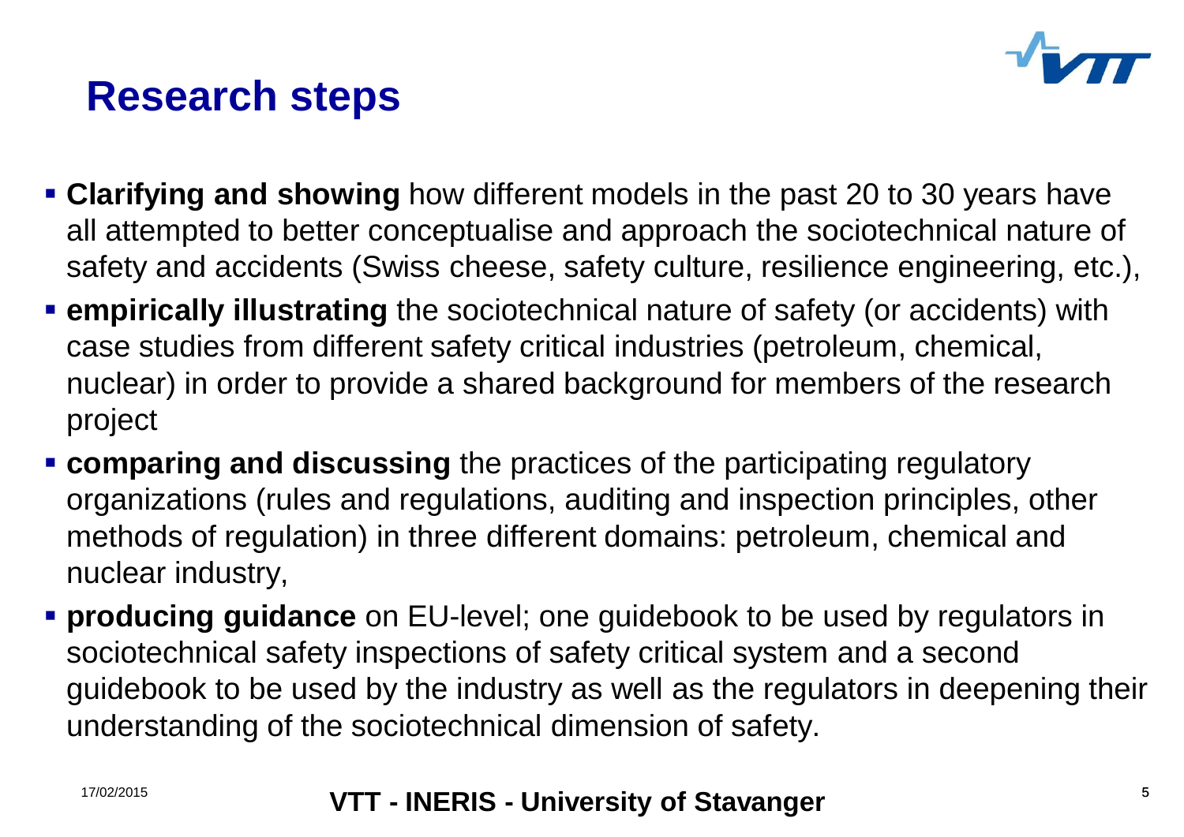# Research steps

- **Clarifying and showing** how different models in the past 20 to 30 years have all attempted to better conceptualise and approach the sociotechnical nature of safety and accidents (Swiss cheese, safety culture, resilience engineering, etc.),
- **empirically illustrating** the sociotechnical nature of safety (or accidents) with case studies from different safety critical industries (petroleum, chemical, nuclear) in order to provide a shared background for members of the research project
- **comparing and discussing** the practices of the participating regulatory organizations (rules and regulations, auditing and inspection principles, other methods of regulation) in three different domains: petroleum, chemical and nuclear industry,
- **producing guidance** on EU-level; one guidebook to be used by regulators in sociotechnical safety inspections of safety critical system and a second guidebook to be used by the industry as well as the regulators in deepening their understanding of the sociotechnical dimension of safety.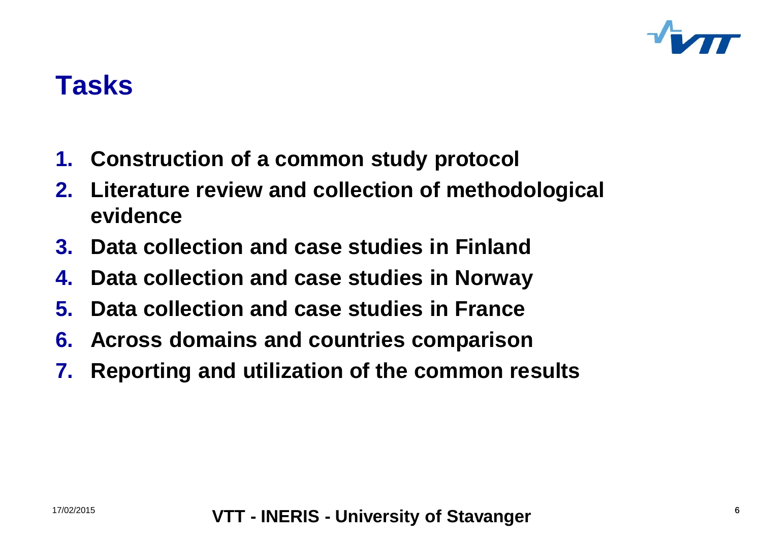# Tasks

1. **Construction of a common study protocol**
2. **Literature review and collection of methodological evidence**
3. **Data collection and case studies in Finland**
4. **Data collection and case studies in Norway**
5. **Data collection and case studies in France**
6. **Across domains and countries comparison**
7. **Reporting and utilization of the common results**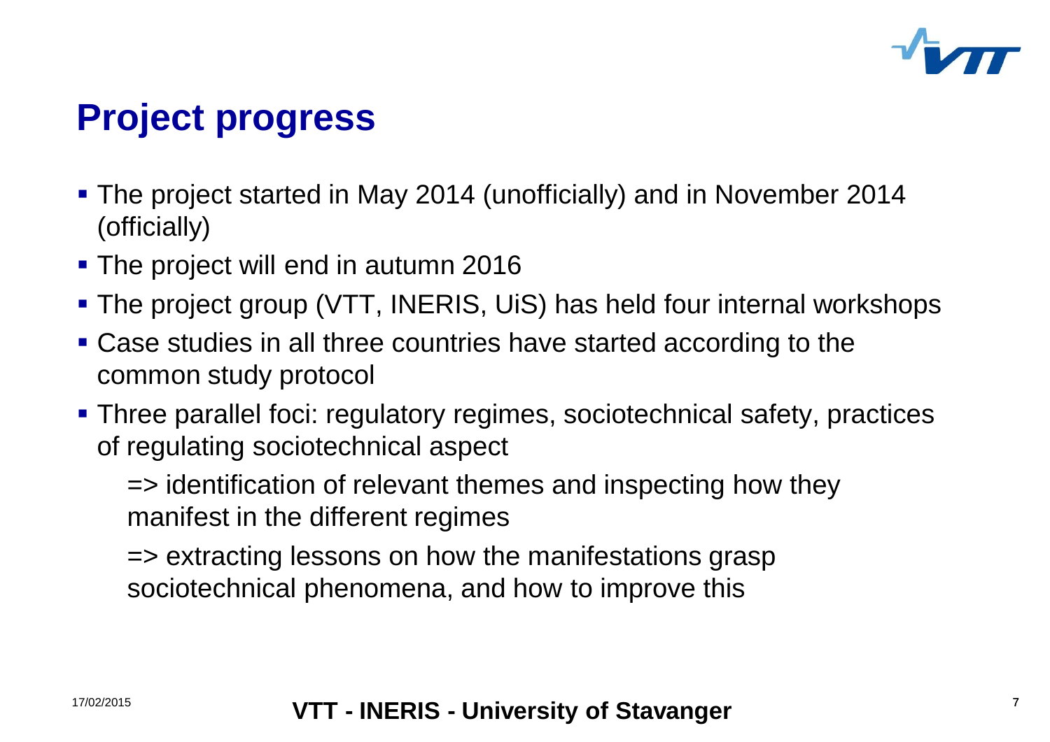# Project progress

- The project started in May 2014 (unofficially) and in November 2014 (officially)
- The project will end in autumn 2016
- The project group (VTT, INERIS, UiS) has held four internal workshops
- Case studies in all three countries have started according to the common study protocol
- Three parallel foci: regulatory regimes, sociotechnical safety, practices of regulating sociotechnical aspect

  => identification of relevant themes and inspecting how they manifest in the different regimes

  => extracting lessons on how the manifestations grasp sociotechnical phenomena, and how to improve this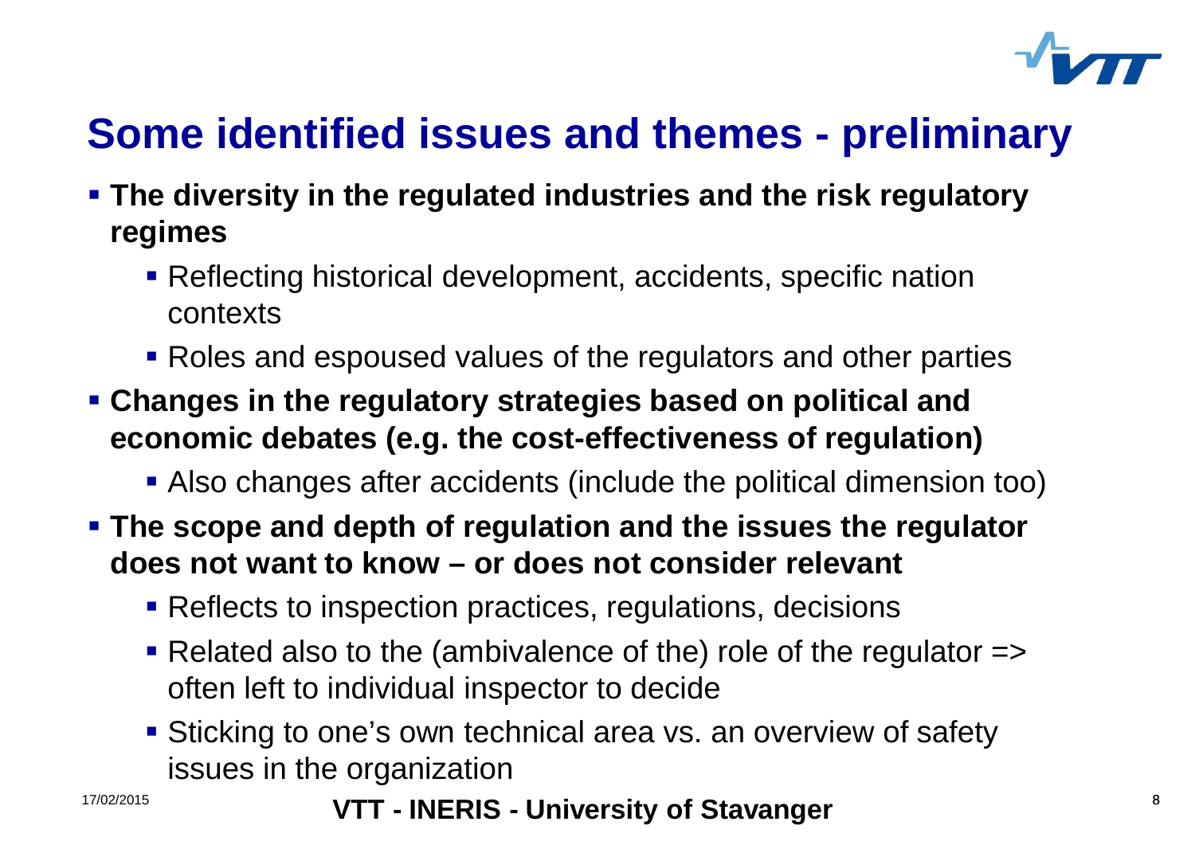# Some identified issues and themes - preliminary

- **The diversity in the regulated industries and the risk regulatory regimes**
  - Reflecting historical development, accidents, specific nation contexts
  - Roles and espoused values of the regulators and other parties
- **Changes in the regulatory strategies based on political and economic debates (e.g. the cost-effectiveness of regulation)**
  - Also changes after accidents (include the political dimension too)
- **The scope and depth of regulation and the issues the regulator does not want to know – or does not consider relevant**
  - Reflects to inspection practices, regulations, decisions
  - Related also to the (ambivalence of the) role of the regulator => often left to individual inspector to decide
  - Sticking to one's own technical area vs. an overview of safety issues in the organization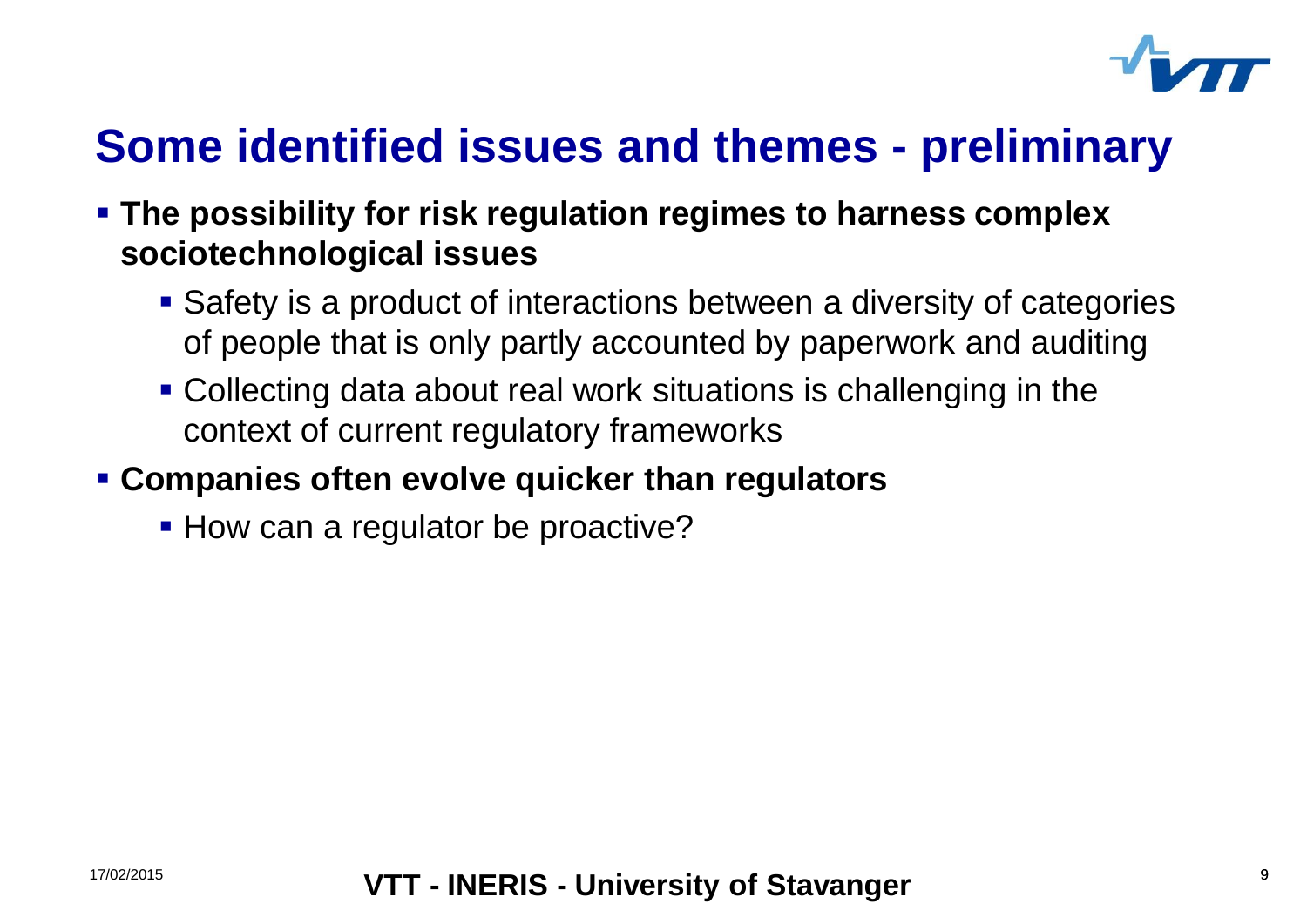# Some identified issues and themes - preliminary

- **The possibility for risk regulation regimes to harness complex sociotechnological issues**
  - Safety is a product of interactions between a diversity of categories of people that is only partly accounted by paperwork and auditing
  - Collecting data about real work situations is challenging in the context of current regulatory frameworks
- **Companies often evolve quicker than regulators**
  - How can a regulator be proactive?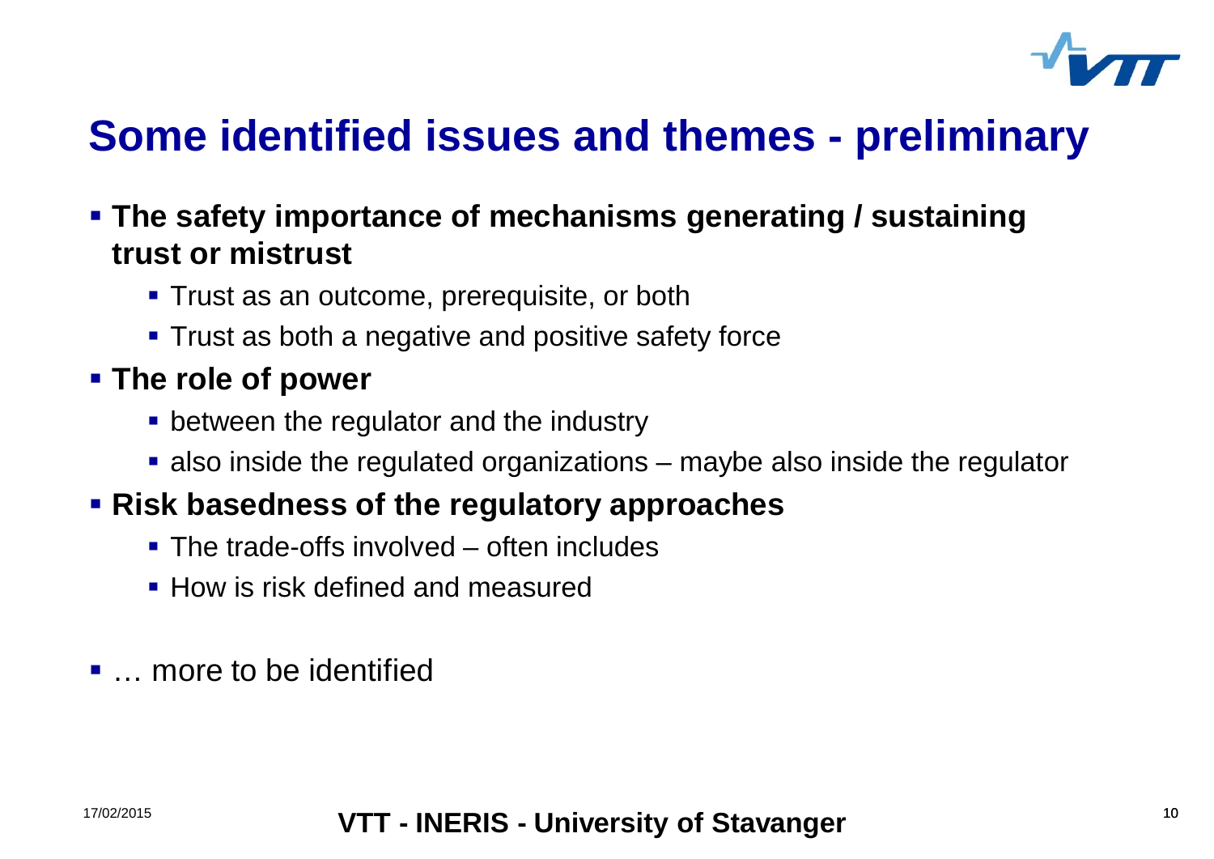# Some identified issues and themes - preliminary

- **The safety importance of mechanisms generating / sustaining trust or mistrust**
  - Trust as an outcome, prerequisite, or both
  - Trust as both a negative and positive safety force
- **The role of power**
  - between the regulator and the industry
  - also inside the regulated organizations – maybe also inside the regulator
- **Risk basedness of the regulatory approaches**
  - The trade-offs involved – often includes
  - How is risk defined and measured
- … more to be identified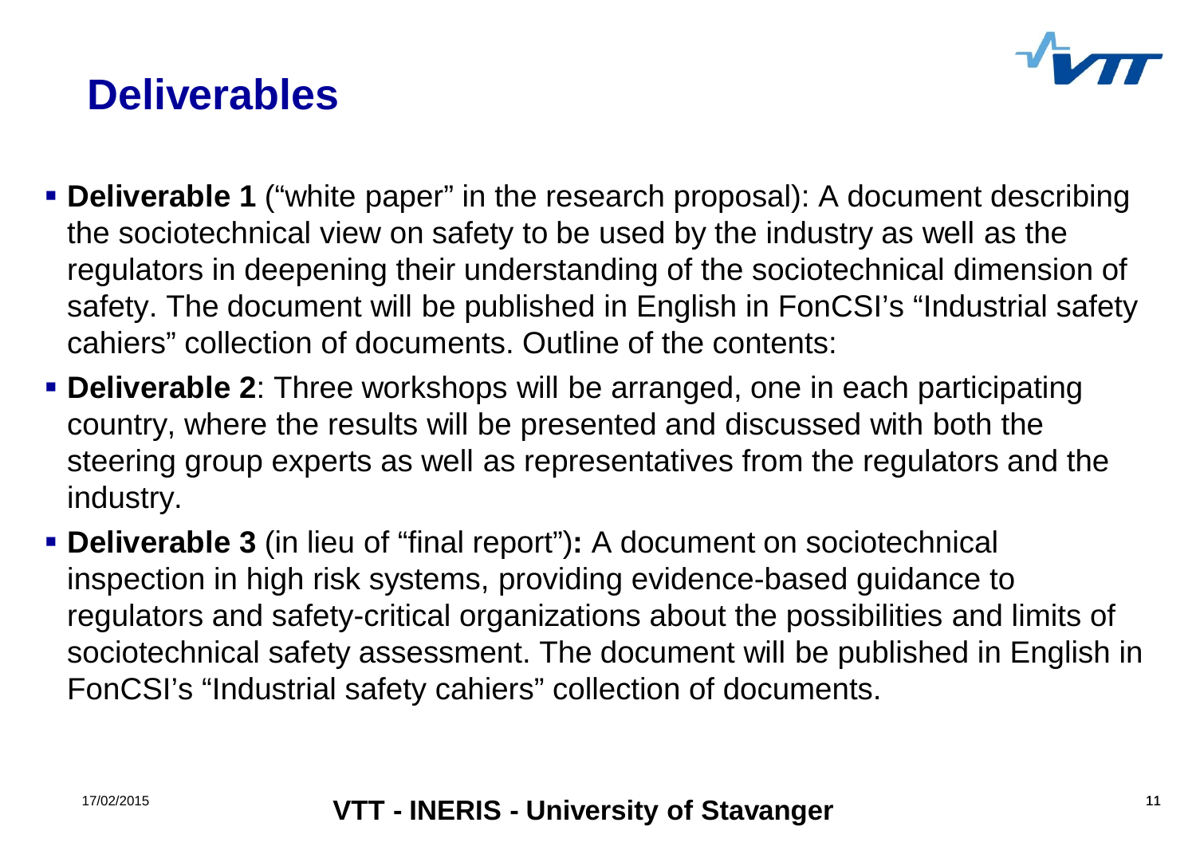# Deliverables

- **Deliverable 1** ("white paper" in the research proposal): A document describing the sociotechnical view on safety to be used by the industry as well as the regulators in deepening their understanding of the sociotechnical dimension of safety. The document will be published in English in FonCSI's "Industrial safety cahiers" collection of documents. Outline of the contents:
- **Deliverable 2**: Three workshops will be arranged, one in each participating country, where the results will be presented and discussed with both the steering group experts as well as representatives from the regulators and the industry.
- **Deliverable 3** (in lieu of "final report")**:** A document on sociotechnical inspection in high risk systems, providing evidence-based guidance to regulators and safety-critical organizations about the possibilities and limits of sociotechnical safety assessment. The document will be published in English in FonCSI's "Industrial safety cahiers" collection of documents.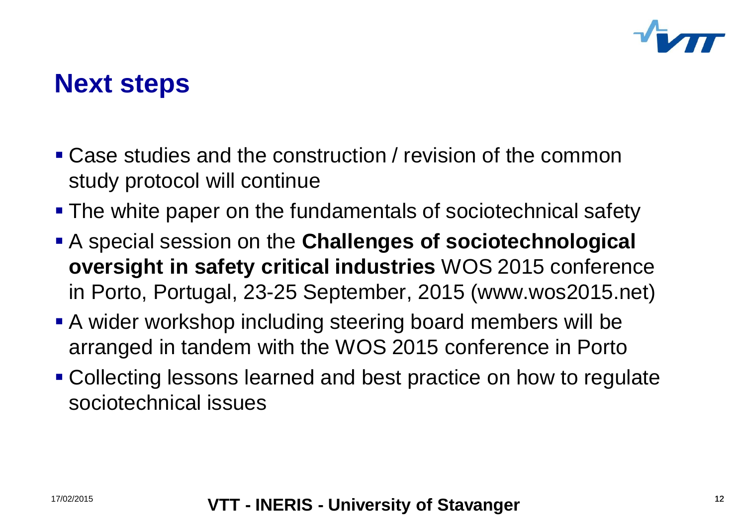# Next steps

- Case studies and the construction / revision of the common study protocol will continue
- The white paper on the fundamentals of sociotechnical safety
- A special session on the **Challenges of sociotechnological oversight in safety critical industries** WOS 2015 conference in Porto, Portugal, 23-25 September, 2015 (www.wos2015.net)
- A wider workshop including steering board members will be arranged in tandem with the WOS 2015 conference in Porto
- Collecting lessons learned and best practice on how to regulate sociotechnical issues